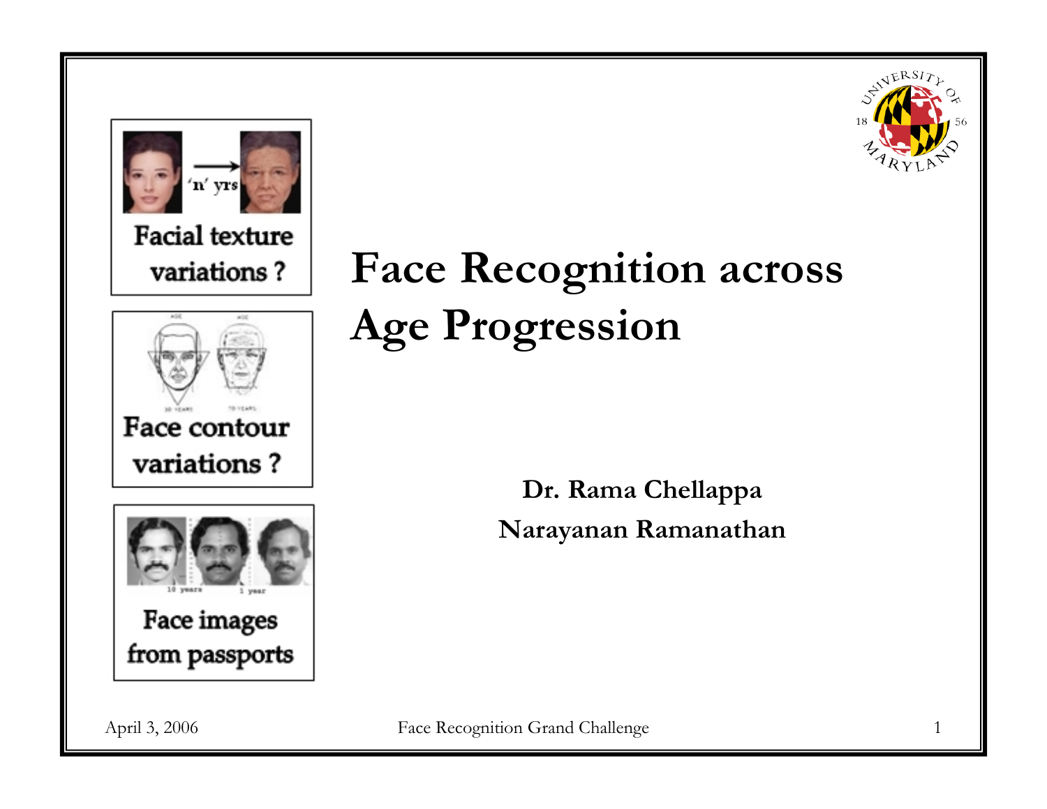# Face Recognition across Age Progression

Facial texture variations ?

Face contour variations ?

Face images from passports

**Dr. Rama Chellappa**

**Narayanan Ramanathan**

April 3, 2006

Face Recognition Grand Challenge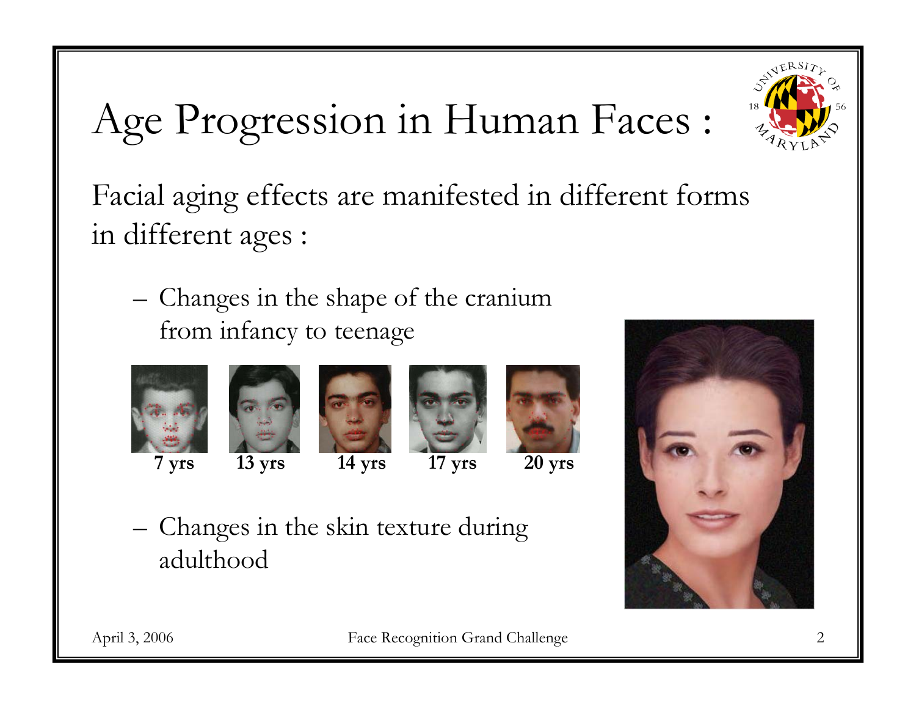# Age Progression in Human Faces :

Facial aging effects are manifested in different forms in different ages :

- Changes in the shape of the cranium from infancy to teenage

7 yrs | 13 yrs | 14 yrs | 17 yrs | 20 yrs

- Changes in the skin texture during adulthood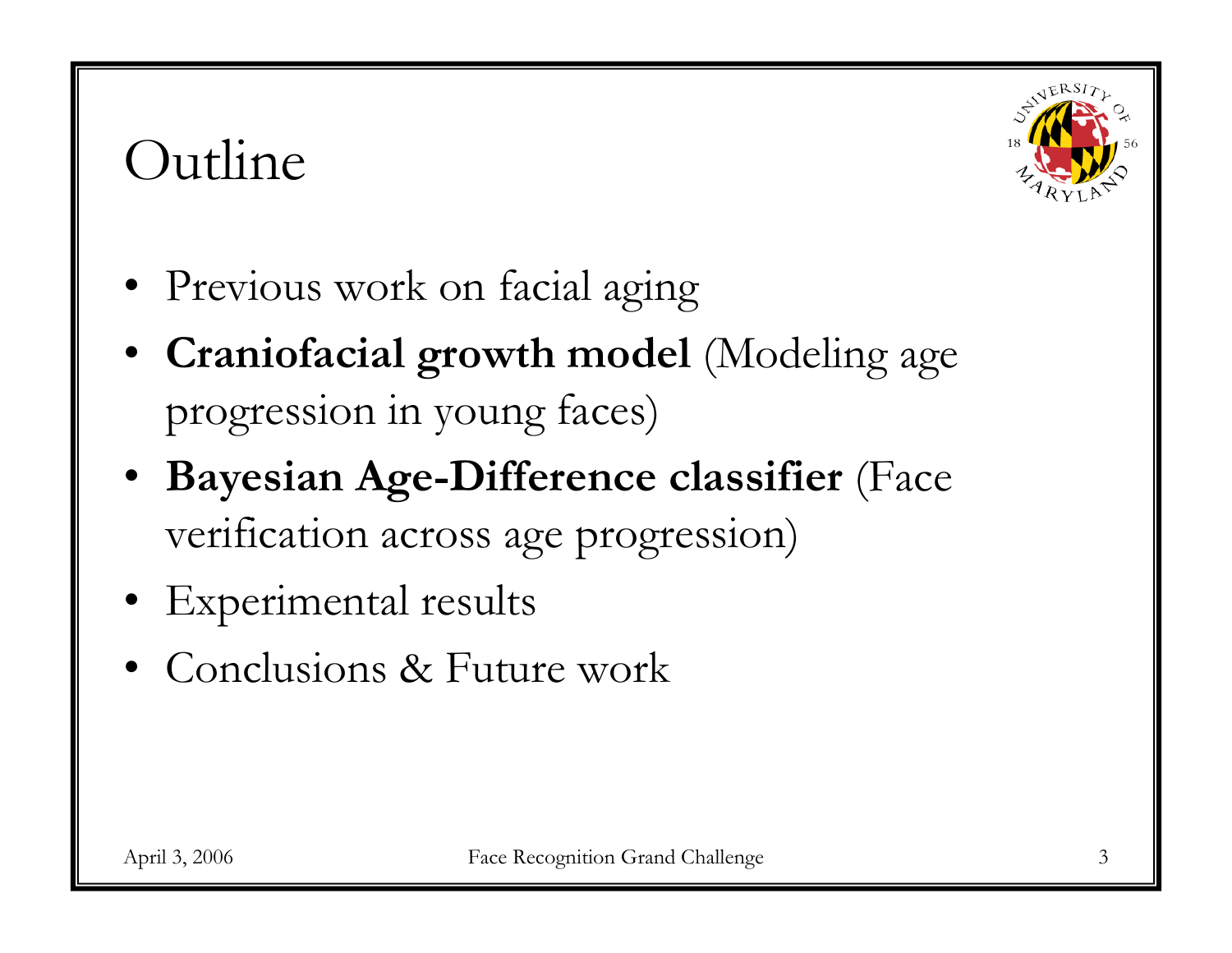# Outline

- Previous work on facial aging
- **Craniofacial growth model** (Modeling age progression in young faces)
- **Bayesian Age-Difference classifier** (Face verification across age progression)
- Experimental results
- Conclusions & Future work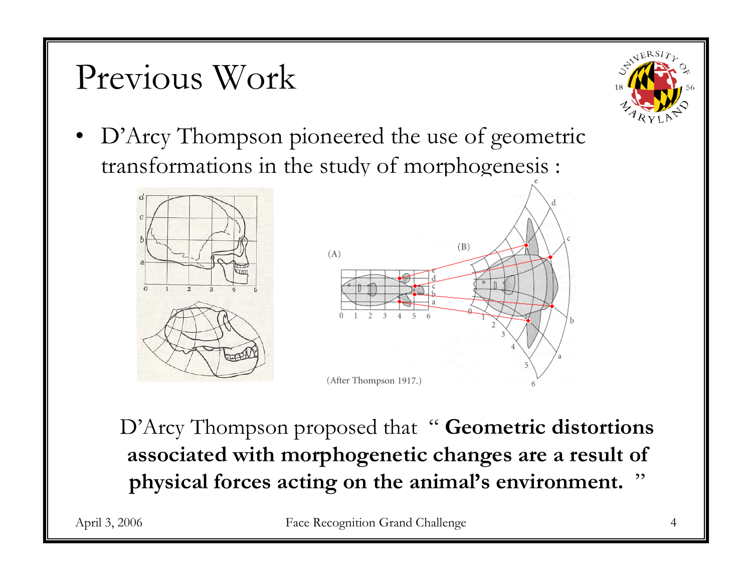# Previous Work

- D'Arcy Thompson pioneered the use of geometric transformations in the study of morphogenesis :

(After Thompson 1917.)

D'Arcy Thompson proposed that " **Geometric distortions associated with morphogenetic changes are a result of physical forces acting on the animal's environment.** "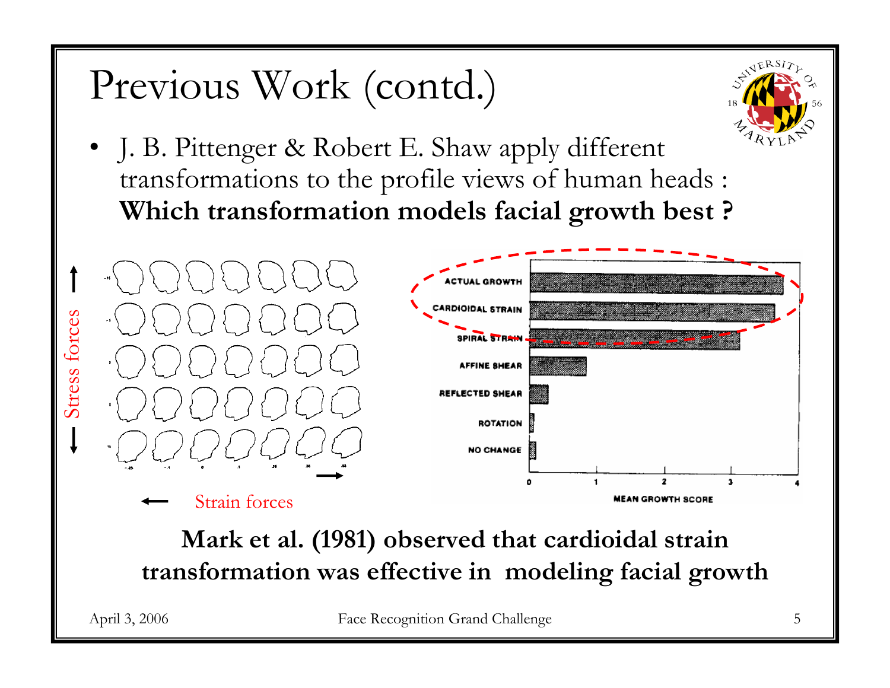# Previous Work (contd.)

- J. B. Pittenger & Robert E. Shaw apply different transformations to the profile views of human heads : **Which transformation models facial growth best ?**

Stress forces

Strain forces

| Transformation | Mean Growth Score |
| --- | --- |
| ACTUAL GROWTH | |
| CARDIOIDAL STRAIN | |
| SPIRAL STRAIN | |
| AFFINE SHEAR | |
| REFLECTED SHEAR | |
| ROTATION | |
| NO CHANGE | |

MEAN GROWTH SCORE

**Mark et al. (1981) observed that cardioidal strain transformation was effective in modeling facial growth**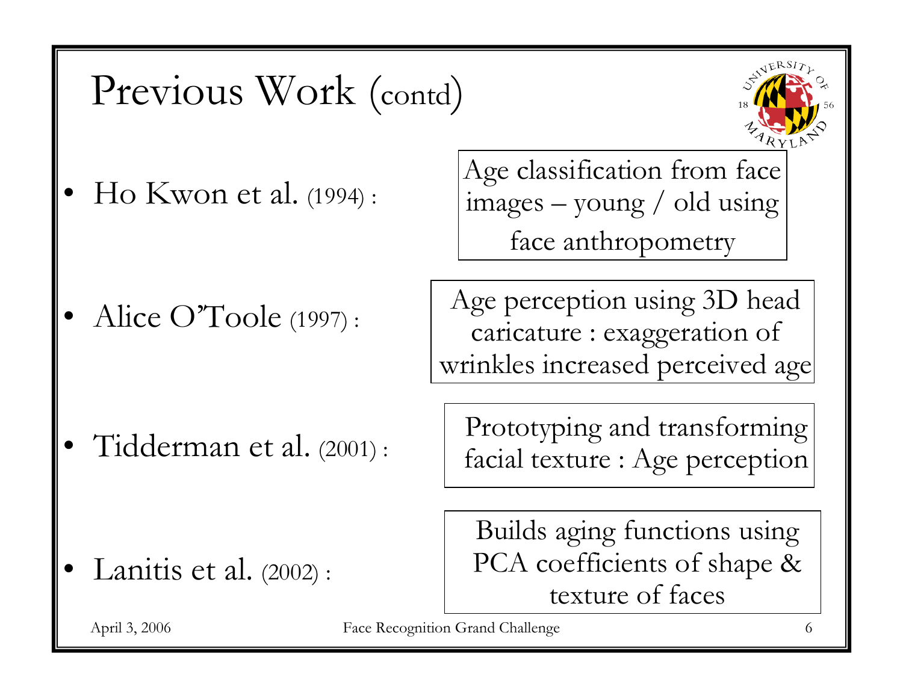# Previous Work (contd)

- Ho Kwon et al. (1994) : Age classification from face images – young / old using face anthropometry
- Alice O'Toole (1997) : Age perception using 3D head caricature : exaggeration of wrinkles increased perceived age
- Tidderman et al. (2001) : Prototyping and transforming facial texture : Age perception
- Lanitis et al. (2002) : Builds aging functions using PCA coefficients of shape & texture of faces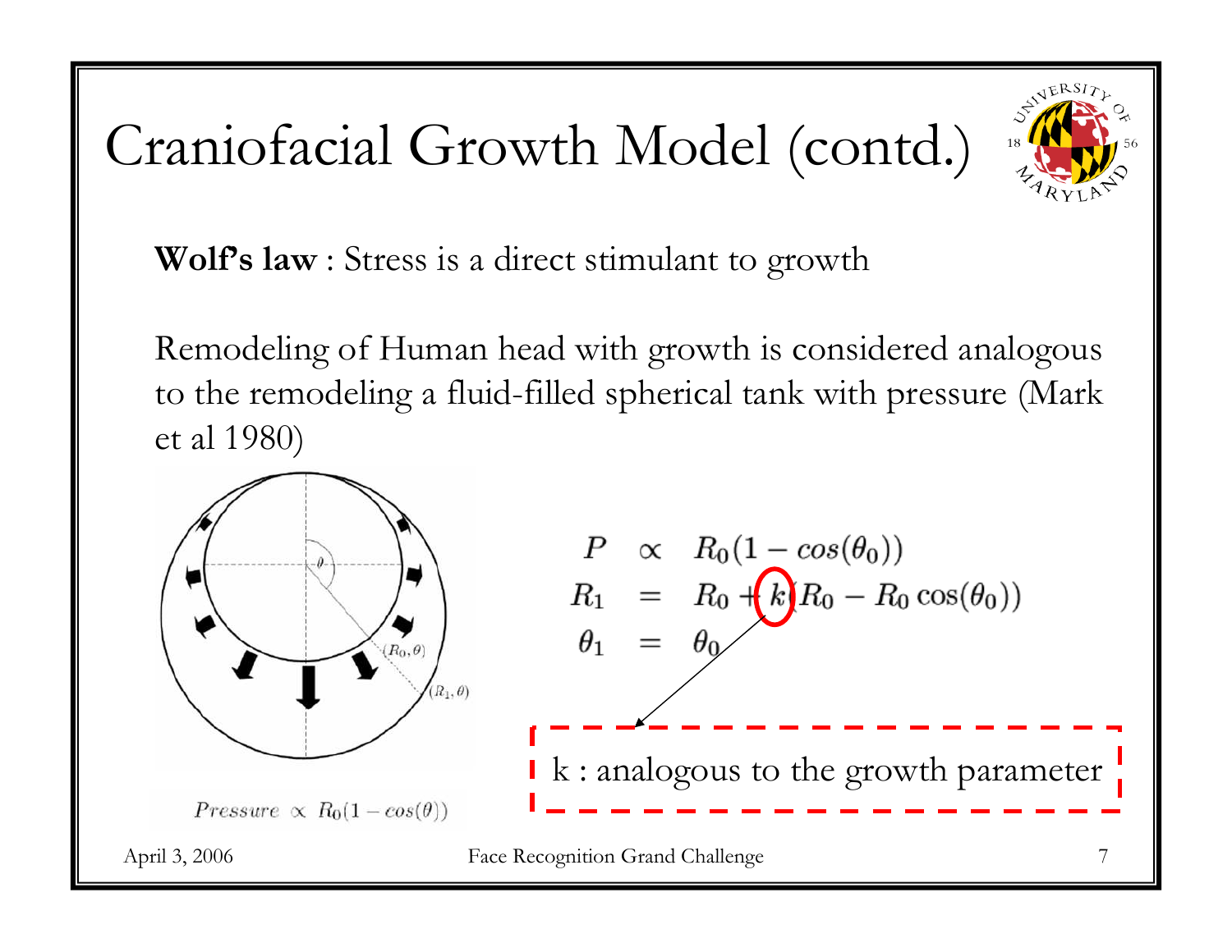# Craniofacial Growth Model (contd.)

**Wolf's law** : Stress is a direct stimulant to growth

Remodeling of Human head with growth is considered analogous to the remodeling a fluid-filled spherical tank with pressure (Mark et al 1980)

$$
\begin{aligned}
P &\propto R_0(1 - cos(\theta_0)) \\
R_1 &= R_0 + k(R_0 - R_0 \cos(\theta_0)) \\
\theta_1 &= \theta_0
\end{aligned}
$$

k : analogous to the growth parameter

$Pressure \propto R_0(1 - cos(\theta))$

April 3, 2006 — Face Recognition Grand Challenge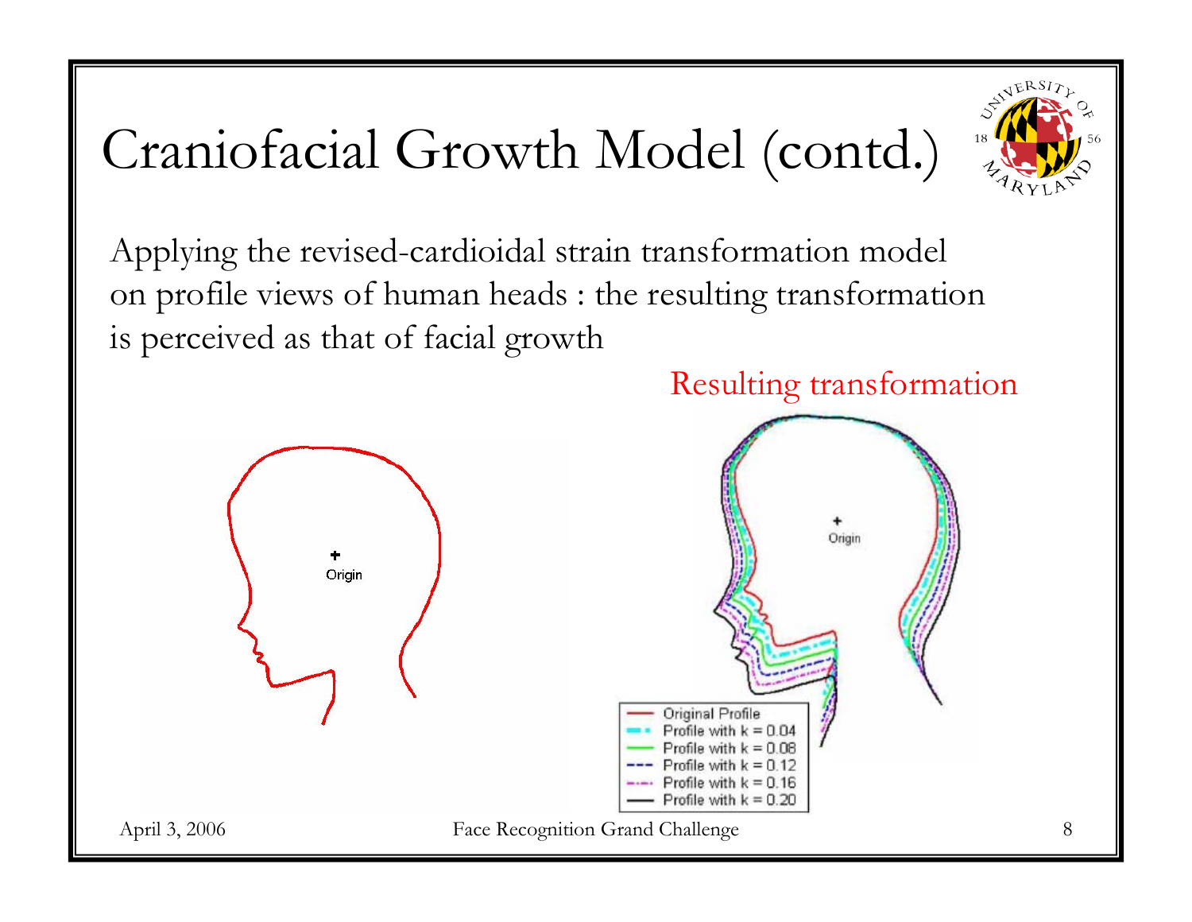# Craniofacial Growth Model (contd.)

Applying the revised-cardioidal strain transformation model on profile views of human heads : the resulting transformation is perceived as that of facial growth

Resulting transformation

Origin

Origin

- Original Profile
- Profile with k = 0.04
- Profile with k = 0.08
- Profile with k = 0.12
- Profile with k = 0.16
- Profile with k = 0.20

April 3, 2006 Face Recognition Grand Challenge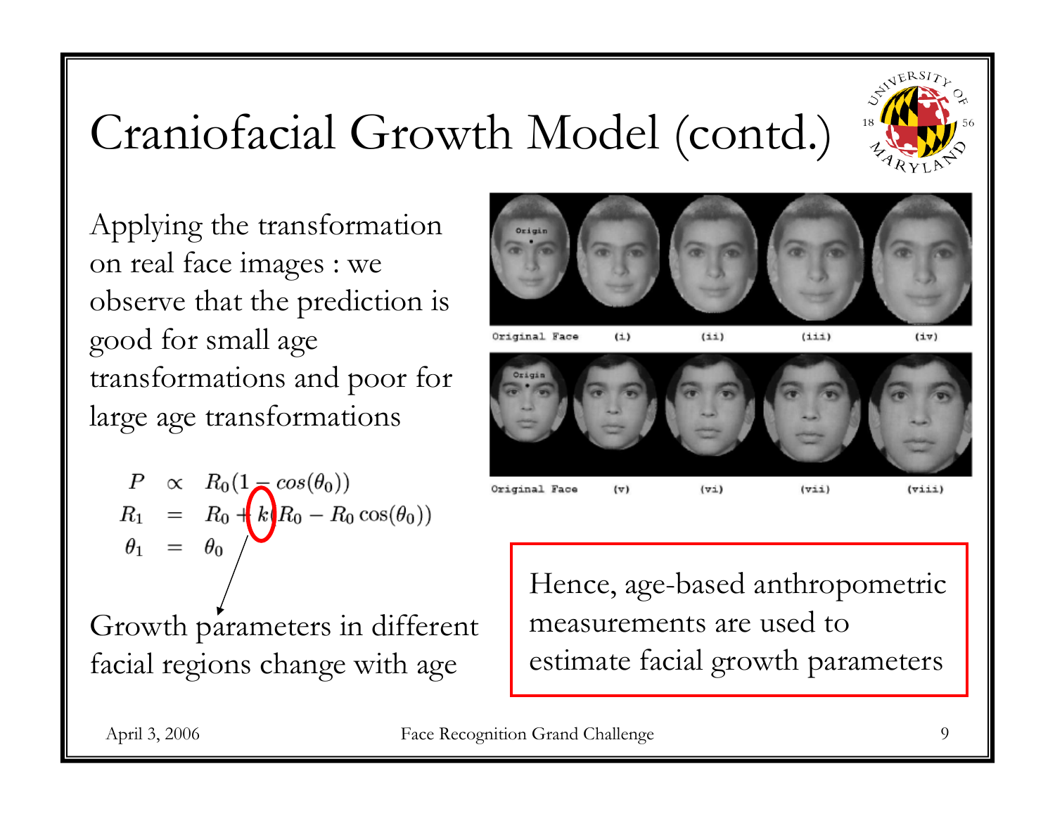# Craniofacial Growth Model (contd.)

Applying the transformation on real face images : we observe that the prediction is good for small age transformations and poor for large age transformations

$$
\begin{aligned}
P &\propto R_0(1 - cos(\theta_0)) \\
R_1 &= R_0 + k(R_0 - R_0 \cos(\theta_0)) \\
\theta_1 &= \theta_0
\end{aligned}
$$

Growth parameters in different facial regions change with age

Original Face (i) (ii) (iii) (iv)

Original Face (v) (vi) (vii) (viii)

Hence, age-based anthropometric measurements are used to estimate facial growth parameters

April 3, 2006 — Face Recognition Grand Challenge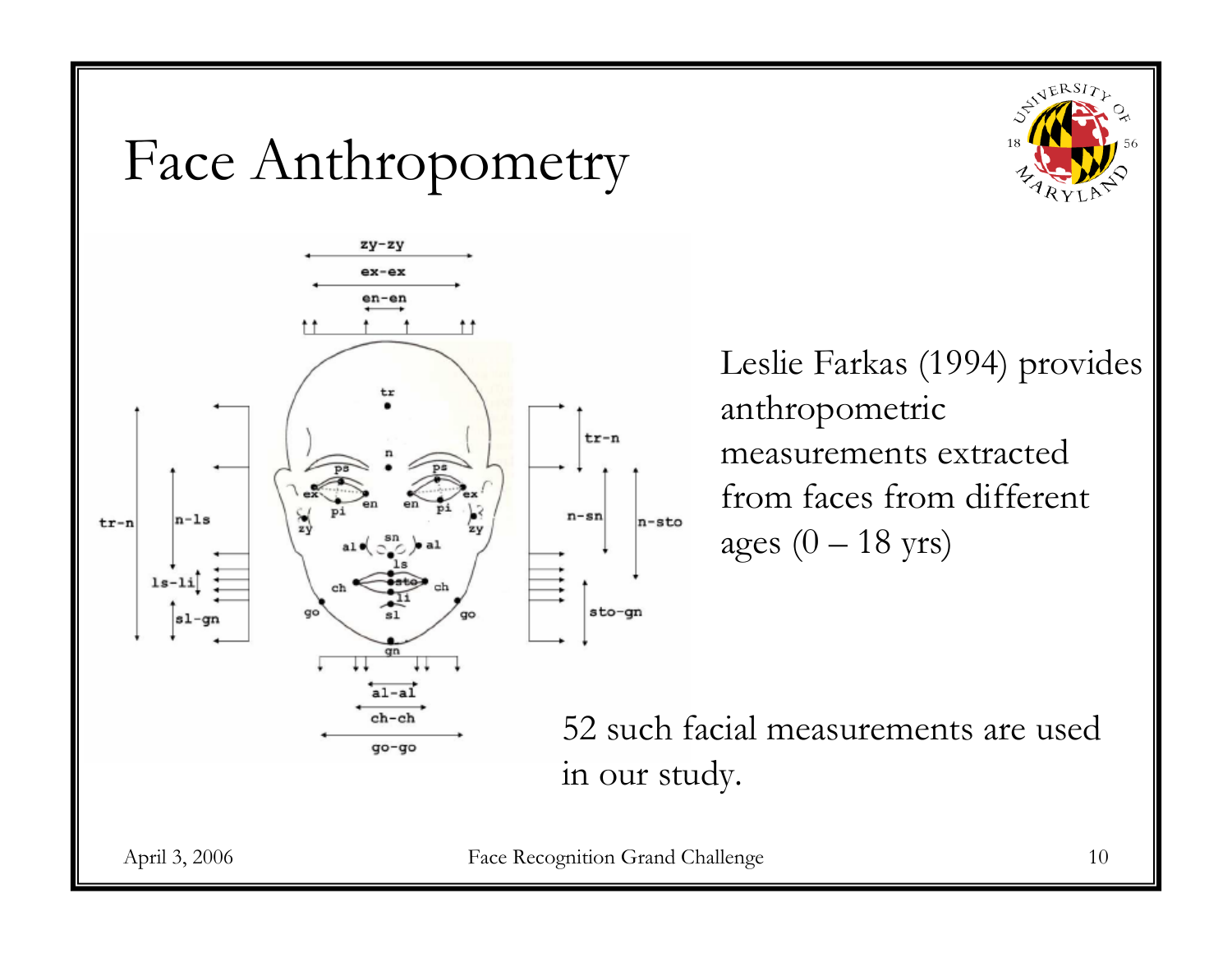# Face Anthropometry

Leslie Farkas (1994) provides anthropometric measurements extracted from faces from different ages (0 – 18 yrs)

52 such facial measurements are used in our study.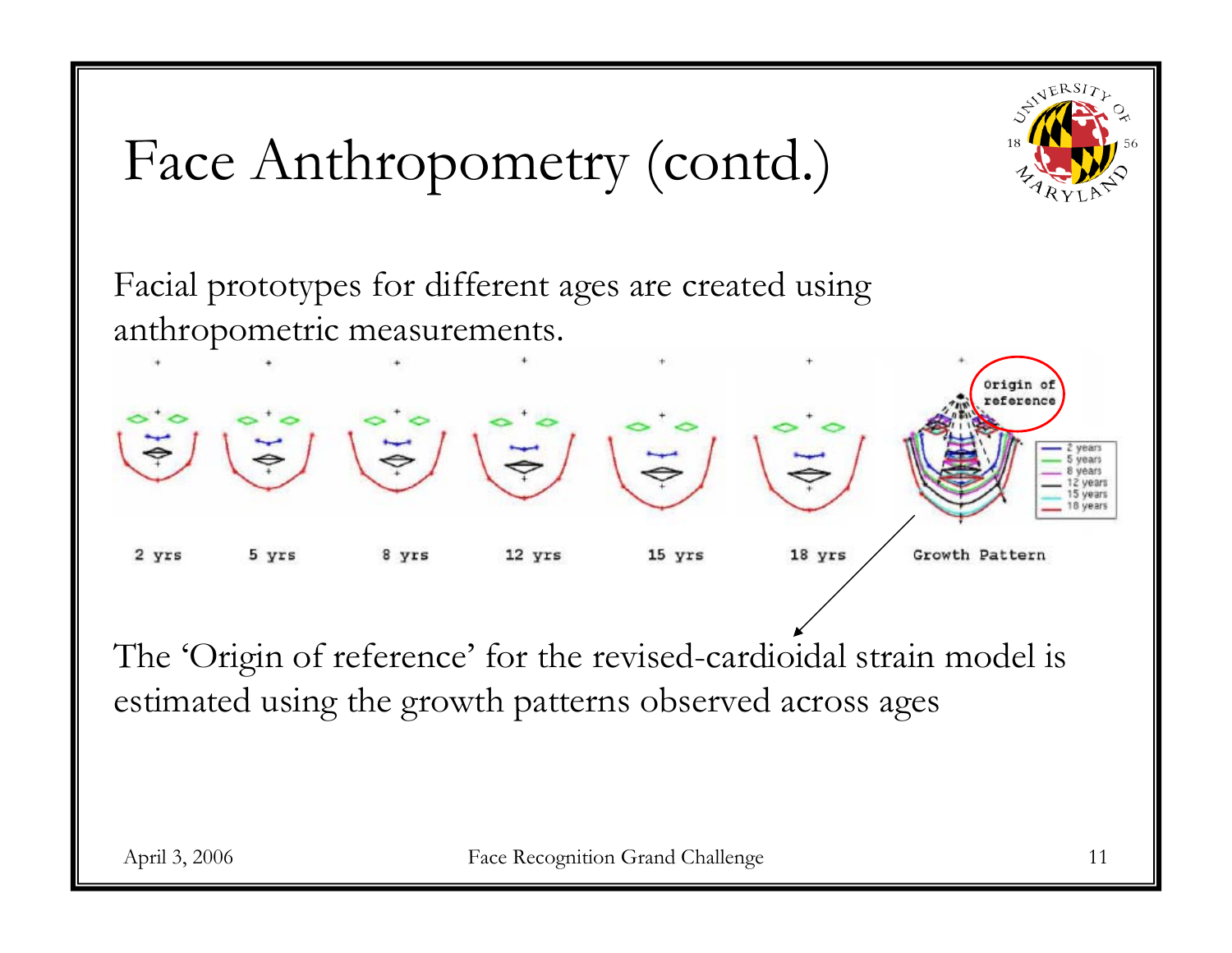# Face Anthropometry (contd.)

Facial prototypes for different ages are created using anthropometric measurements.

2 yrs 5 yrs 8 yrs 12 yrs 15 yrs 18 yrs Growth Pattern

The 'Origin of reference' for the revised-cardioidal strain model is estimated using the growth patterns observed across ages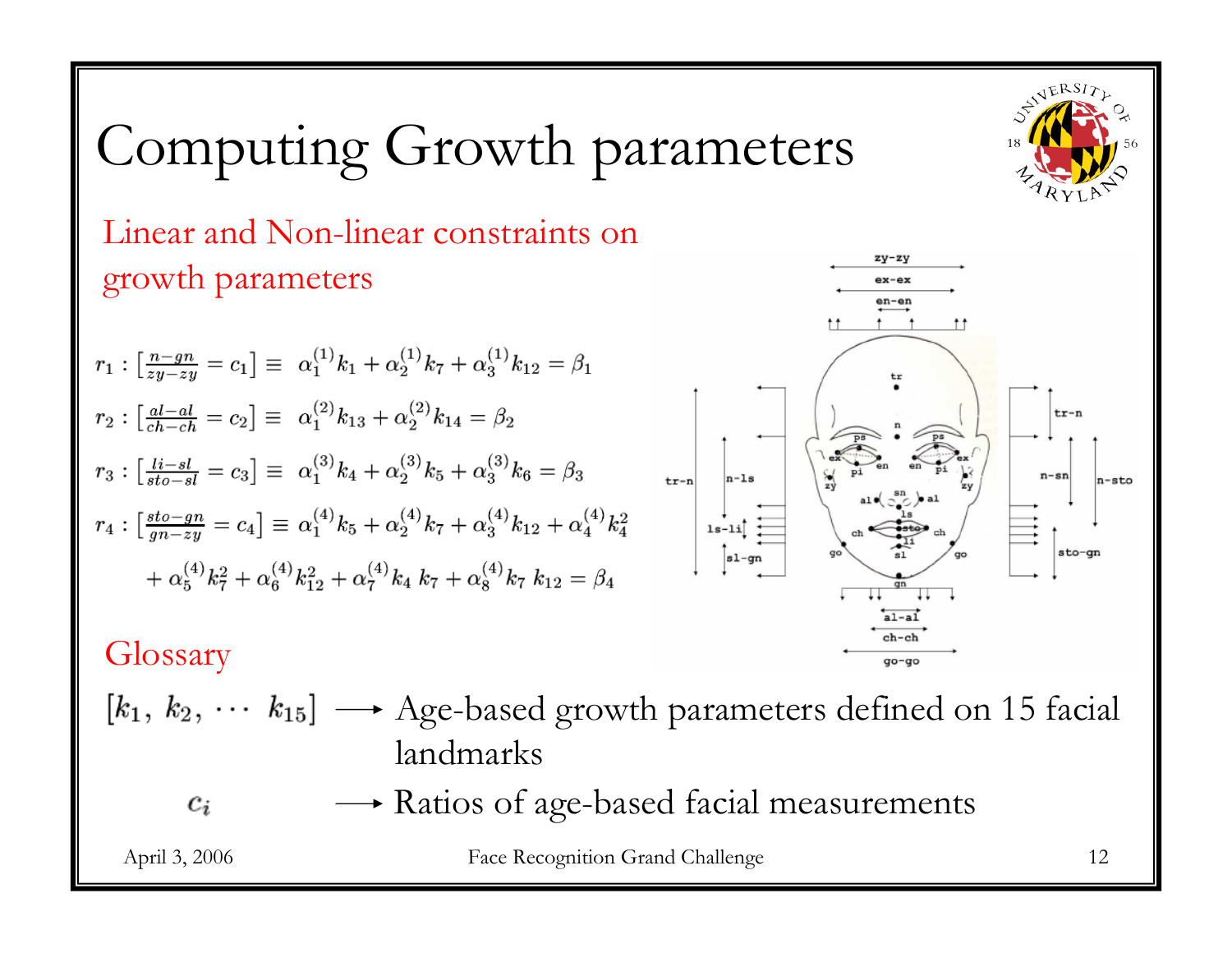# Computing Growth parameters

Linear and Non-linear constraints on growth parameters

$$r_1 : [\frac{n-gn}{zy-zy} = c_1] \equiv \alpha_1^{(1)} k_1 + \alpha_2^{(1)} k_7 + \alpha_3^{(1)} k_{12} = \beta_1$$

$$r_2 : [\frac{al-al}{ch-ch} = c_2] \equiv \alpha_1^{(2)} k_{13} + \alpha_2^{(2)} k_{14} = \beta_2$$

$$r_3 : [\frac{li-sl}{sto-sl} = c_3] \equiv \alpha_1^{(3)} k_4 + \alpha_2^{(3)} k_5 + \alpha_3^{(3)} k_6 = \beta_3$$

$$r_4 : [\frac{sto-gn}{gn-zy} = c_4] \equiv \alpha_1^{(4)} k_5 + \alpha_2^{(4)} k_7 + \alpha_3^{(4)} k_{12} + \alpha_4^{(4)} k_4^2 + \alpha_5^{(4)} k_7^2 + \alpha_6^{(4)} k_{12}^2 + \alpha_7^{(4)} k_4 \, k_7 + \alpha_8^{(4)} k_7 \, k_{12} = \beta_4$$

## Glossary

$[k_1, \, k_2, \, \cdots \, k_{15}]$ ⟶ Age-based growth parameters defined on 15 facial landmarks

$c_i$ ⟶ Ratios of age-based facial measurements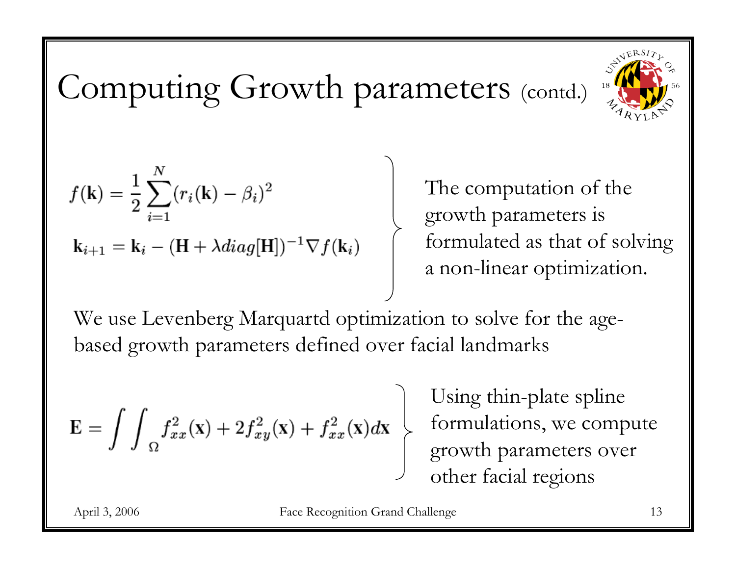# Computing Growth parameters (contd.)

$$f(\mathbf{k}) = \frac{1}{2}\sum_{i=1}^{N}(r_i(\mathbf{k}) - \beta_i)^2$$

$$\mathbf{k}_{i+1} = \mathbf{k}_i - (\mathbf{H} + \lambda diag[\mathbf{H}])^{-1}\nabla f(\mathbf{k}_i)$$

The computation of the growth parameters is formulated as that of solving a non-linear optimization.

We use Levenberg Marquartd optimization to solve for the age-based growth parameters defined over facial landmarks

$$\mathbf{E} = \int\int_{\Omega} f_{xx}^2(\mathbf{x}) + 2f_{xy}^2(\mathbf{x}) + f_{xx}^2(\mathbf{x})d\mathbf{x}$$

Using thin-plate spline formulations, we compute growth parameters over other facial regions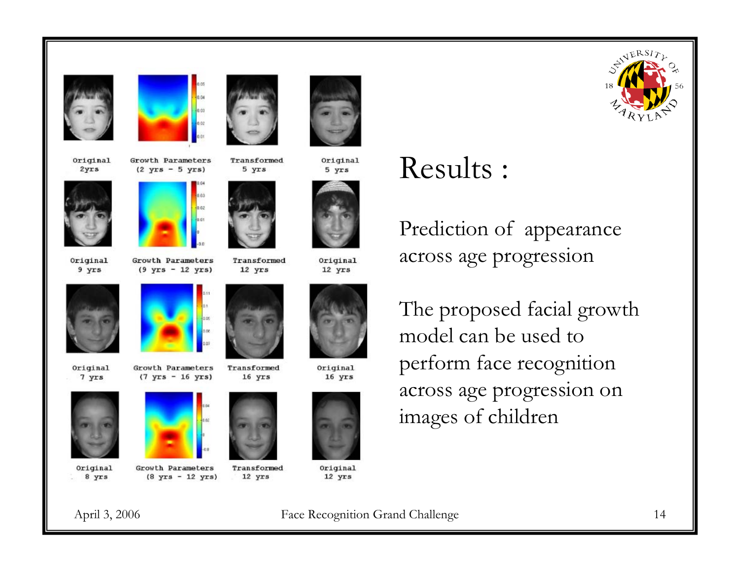# Results :

Prediction of appearance across age progression

The proposed facial growth model can be used to perform face recognition across age progression on images of children

| Original 2yrs | Growth Parameters (2 yrs - 5 yrs) | Transformed 5 yrs | Original 5 yrs |
| --- | --- | --- | --- |
| Original 9 yrs | Growth Parameters (9 yrs - 12 yrs) | Transformed 12 yrs | Original 12 yrs |
| Original 7 yrs | Growth Parameters (7 yrs - 16 yrs) | Transformed 16 yrs | Original 16 yrs |
| Original 8 yrs | Growth Parameters (8 yrs - 12 yrs) | Transformed 12 yrs | Original 12 yrs |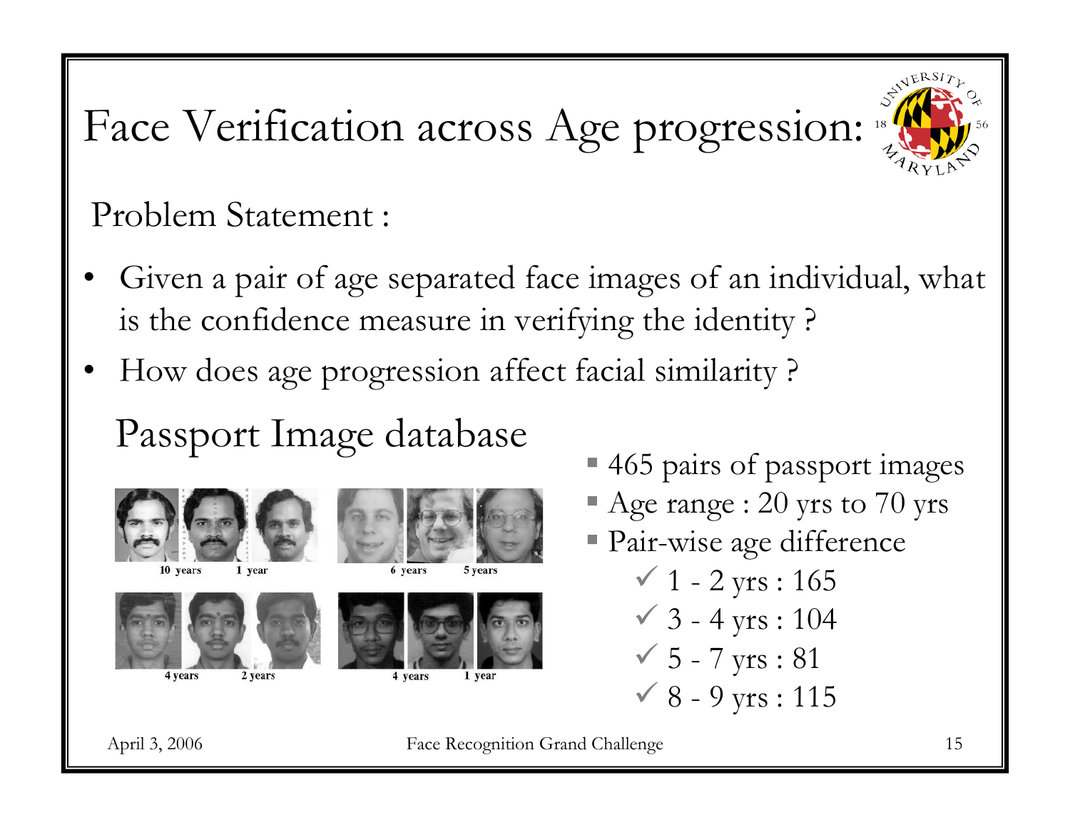# Face Verification across Age progression:

Problem Statement :

- Given a pair of age separated face images of an individual, what is the confidence measure in verifying the identity ?
- How does age progression affect facial similarity ?

## Passport Image database

10 years 1 year

6 years 5 years

4 years 2 years

4 years 1 year

- 465 pairs of passport images
- Age range : 20 yrs to 70 yrs
- Pair-wise age difference
  - ✓ 1 - 2 yrs : 165
  - ✓ 3 - 4 yrs : 104
  - ✓ 5 - 7 yrs : 81
  - ✓ 8 - 9 yrs : 115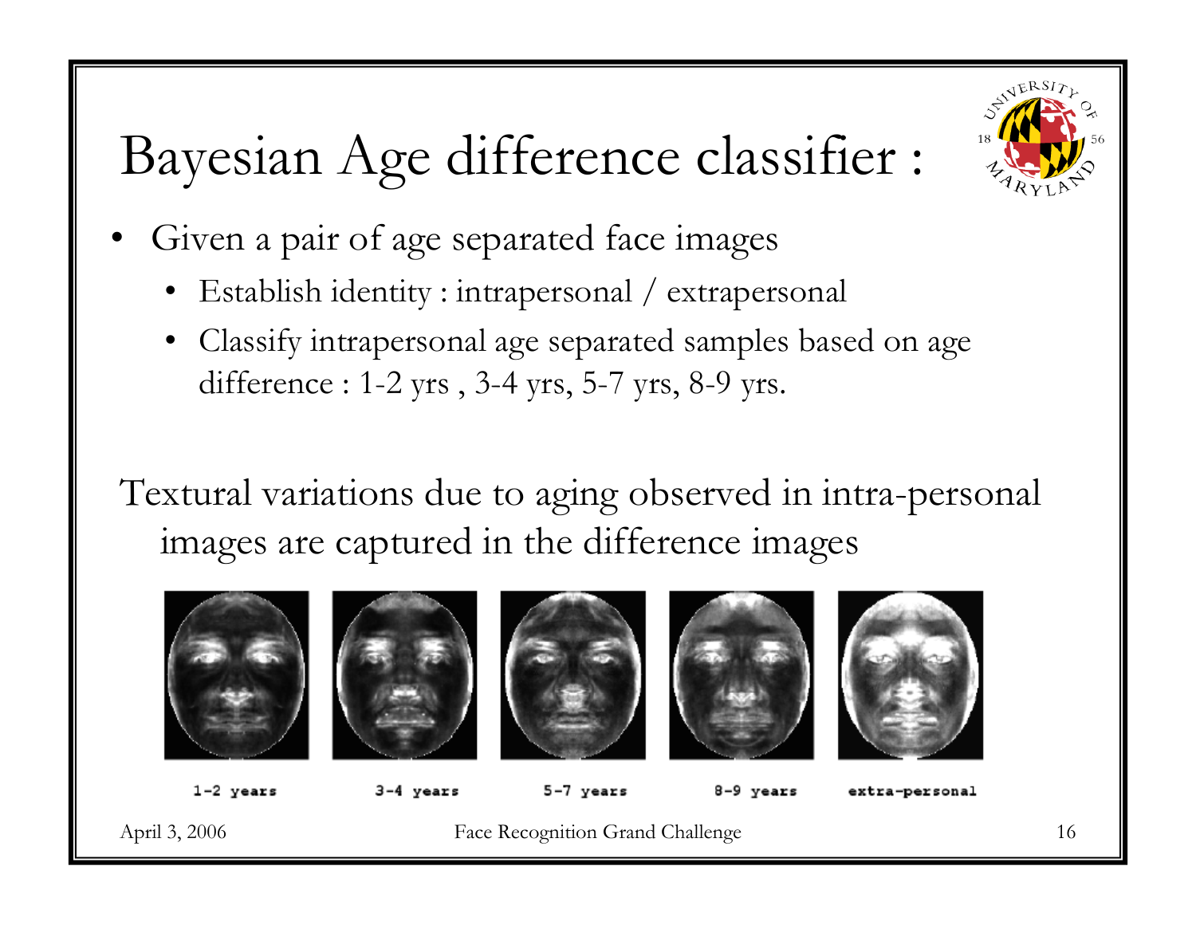# Bayesian Age difference classifier :

- Given a pair of age separated face images
  - Establish identity : intrapersonal / extrapersonal
  - Classify intrapersonal age separated samples based on age difference : 1-2 yrs , 3-4 yrs, 5-7 yrs, 8-9 yrs.

Textural variations due to aging observed in intra-personal images are captured in the difference images

1-2 years | 3-4 years | 5-7 years | 8-9 years | extra-personal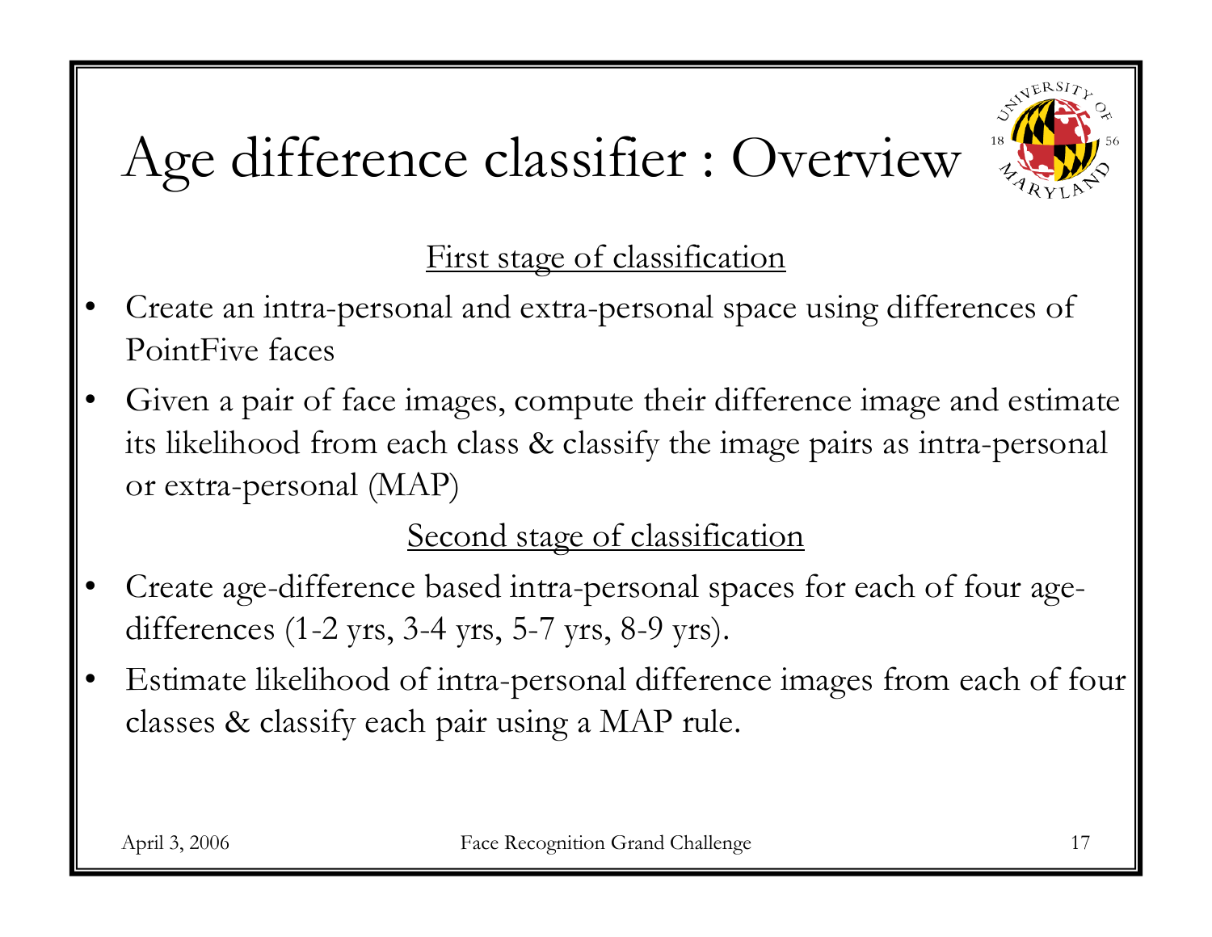# Age difference classifier : Overview

First stage of classification

- Create an intra-personal and extra-personal space using differences of PointFive faces
- Given a pair of face images, compute their difference image and estimate its likelihood from each class & classify the image pairs as intra-personal or extra-personal (MAP)

Second stage of classification

- Create age-difference based intra-personal spaces for each of four age-differences (1-2 yrs, 3-4 yrs, 5-7 yrs, 8-9 yrs).
- Estimate likelihood of intra-personal difference images from each of four classes & classify each pair using a MAP rule.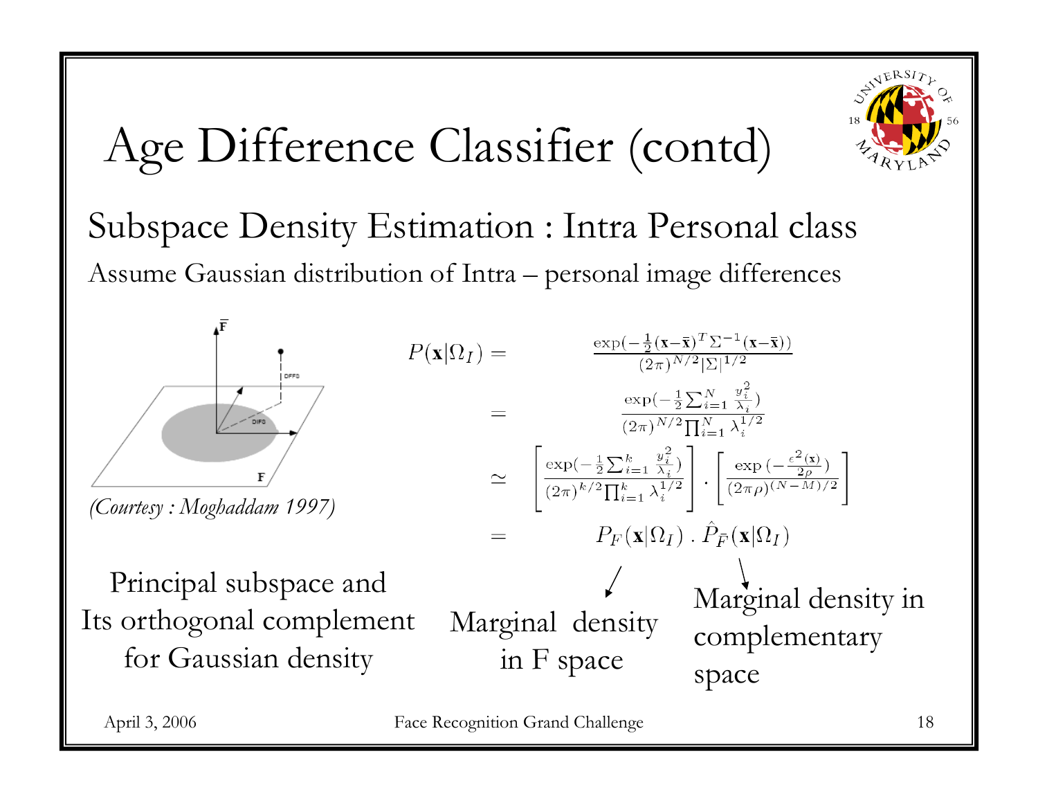# Age Difference Classifier (contd)

## Subspace Density Estimation : Intra Personal class

Assume Gaussian distribution of Intra – personal image differences

$$
\begin{aligned}
P(\mathbf{x}|\Omega_I) &= \frac{\exp(-\frac{1}{2}(\mathbf{x}-\bar{\mathbf{x}})^T \Sigma^{-1} (\mathbf{x}-\bar{\mathbf{x}}))}{(2\pi)^{N/2}|\Sigma|^{1/2}} \\
&= \frac{\exp(-\frac{1}{2}\sum_{i=1}^{N} \frac{y_i^2}{\lambda_i})}{(2\pi)^{N/2}\prod_{i=1}^{N} \lambda_i^{1/2}} \\
&\simeq \left[\frac{\exp(-\frac{1}{2}\sum_{i=1}^{k} \frac{y_i^2}{\lambda_i})}{(2\pi)^{k/2}\prod_{i=1}^{k} \lambda_i^{1/2}}\right] \cdot \left[\frac{\exp\left(-\frac{\epsilon^2(\mathbf{x})}{2\rho}\right)}{(2\pi\rho)^{(N-M)/2}}\right] \\
&= P_F(\mathbf{x}|\Omega_I) \, . \, \hat{P}_{\bar{F}}(\mathbf{x}|\Omega_I)
\end{aligned}
$$

*(Courtesy : Moghaddam 1997)*

Principal subspace and Its orthogonal complement for Gaussian density

Marginal density in F space

Marginal density in complementary space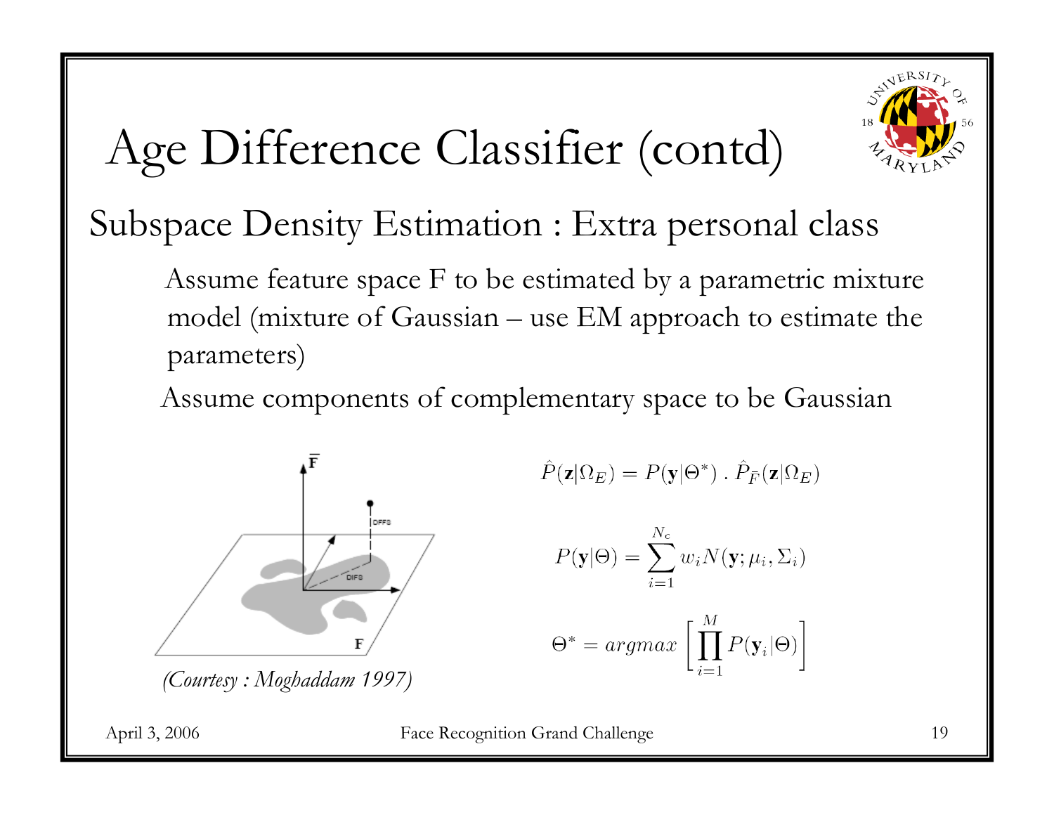# Age Difference Classifier (contd)

## Subspace Density Estimation : Extra personal class

Assume feature space F to be estimated by a parametric mixture model (mixture of Gaussian – use EM approach to estimate the parameters)

Assume components of complementary space to be Gaussian

*(Courtesy : Moghaddam 1997)*

$$\hat{P}(\mathbf{z}|\Omega_E) = P(\mathbf{y}|\Theta^*) \,.\, \hat{P}_{\bar{F}}(\mathbf{z}|\Omega_E)$$

$$P(\mathbf{y}|\Theta) = \sum_{i=1}^{N_c} w_i N(\mathbf{y}; \mu_i, \Sigma_i)$$

$$\Theta^* = argmax \left[ \prod_{i=1}^{M} P(\mathbf{y}_i|\Theta) \right]$$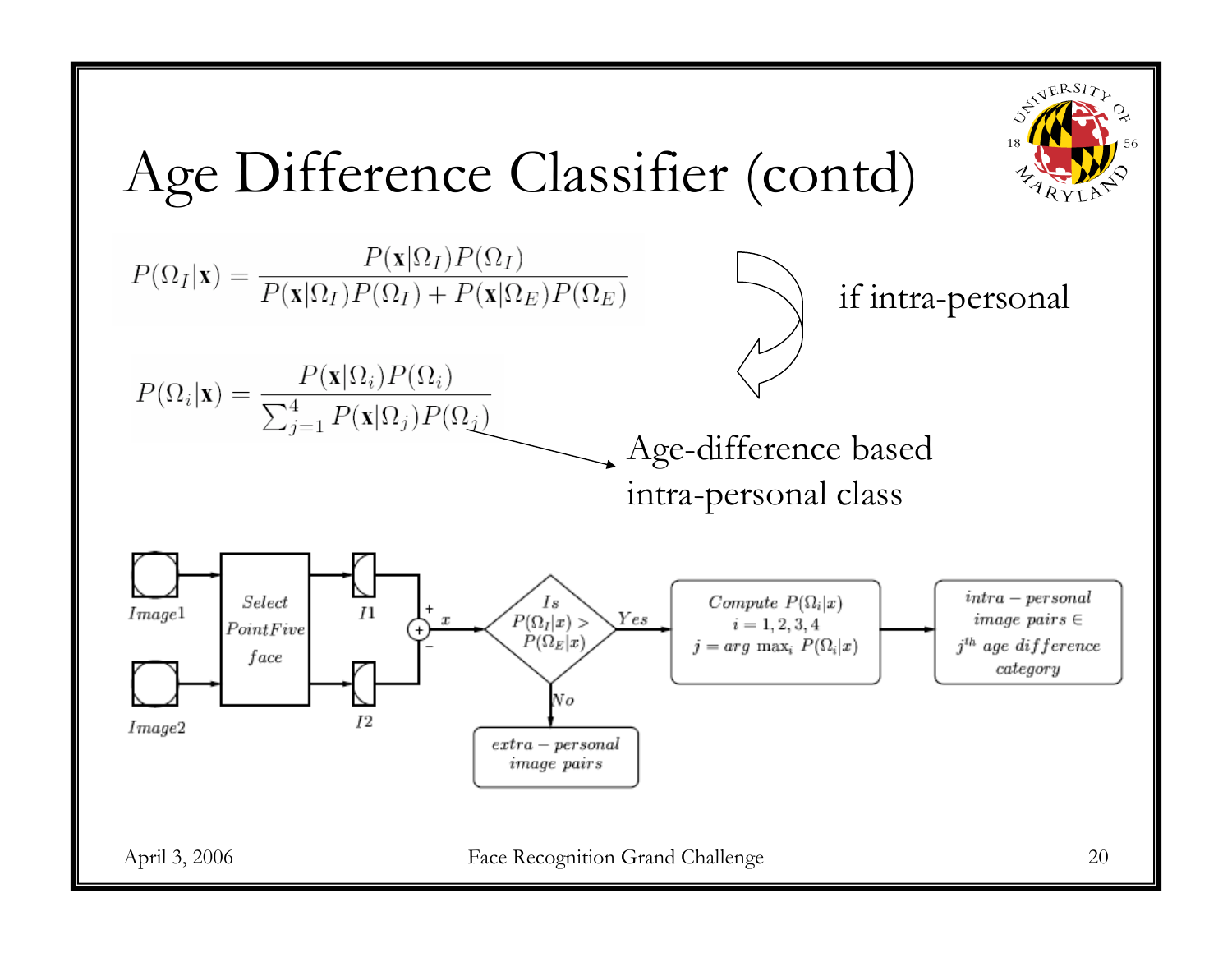# Age Difference Classifier (contd)

$$P(\Omega_I|\mathbf{x}) = \frac{P(\mathbf{x}|\Omega_I)P(\Omega_I)}{P(\mathbf{x}|\Omega_I)P(\Omega_I) + P(\mathbf{x}|\Omega_E)P(\Omega_E)}$$

if intra-personal

$$P(\Omega_i|\mathbf{x}) = \frac{P(\mathbf{x}|\Omega_i)P(\Omega_i)}{\sum_{j=1}^{4} P(\mathbf{x}|\Omega_j)P(\Omega_j)}$$

Age-difference based intra-personal class

Image1, Image2 → Select PointFive face → I1, I2 → (+/−) $x$ → Is $P(\Omega_I|x) > P(\Omega_E|x)$?

- Yes → Compute $P(\Omega_i|x)$, $i = 1, 2, 3, 4$, $j = \arg\max_i P(\Omega_i|x)$ → intra-personal image pairs $\in$ $j^{th}$ age difference category
- No → extra-personal image pairs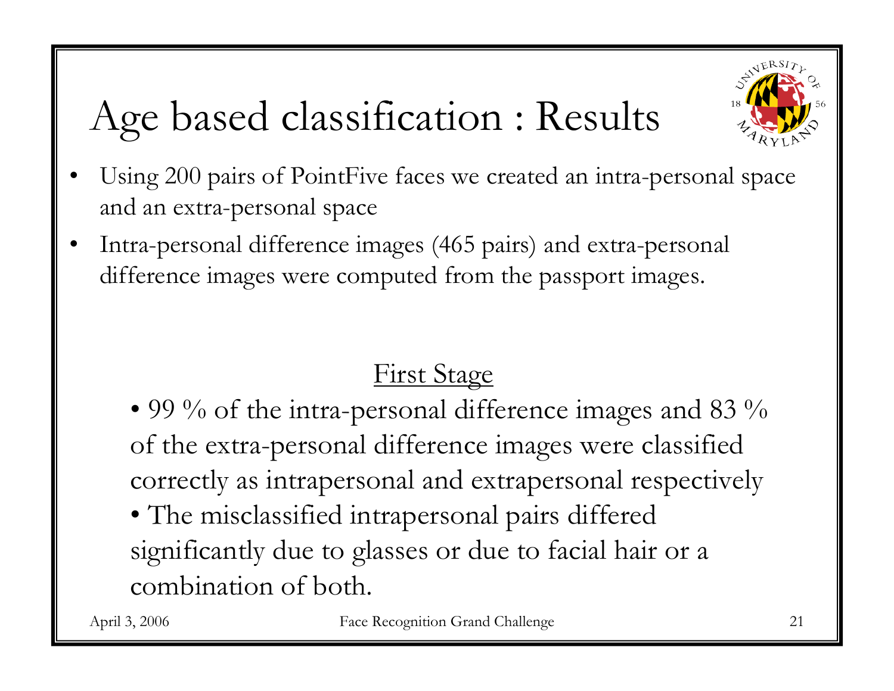# Age based classification : Results

- Using 200 pairs of PointFive faces we created an intra-personal space and an extra-personal space
- Intra-personal difference images (465 pairs) and extra-personal difference images were computed from the passport images.

## First Stage

- 99 % of the intra-personal difference images and 83 % of the extra-personal difference images were classified correctly as intrapersonal and extrapersonal respectively
- The misclassified intrapersonal pairs differed significantly due to glasses or due to facial hair or a combination of both.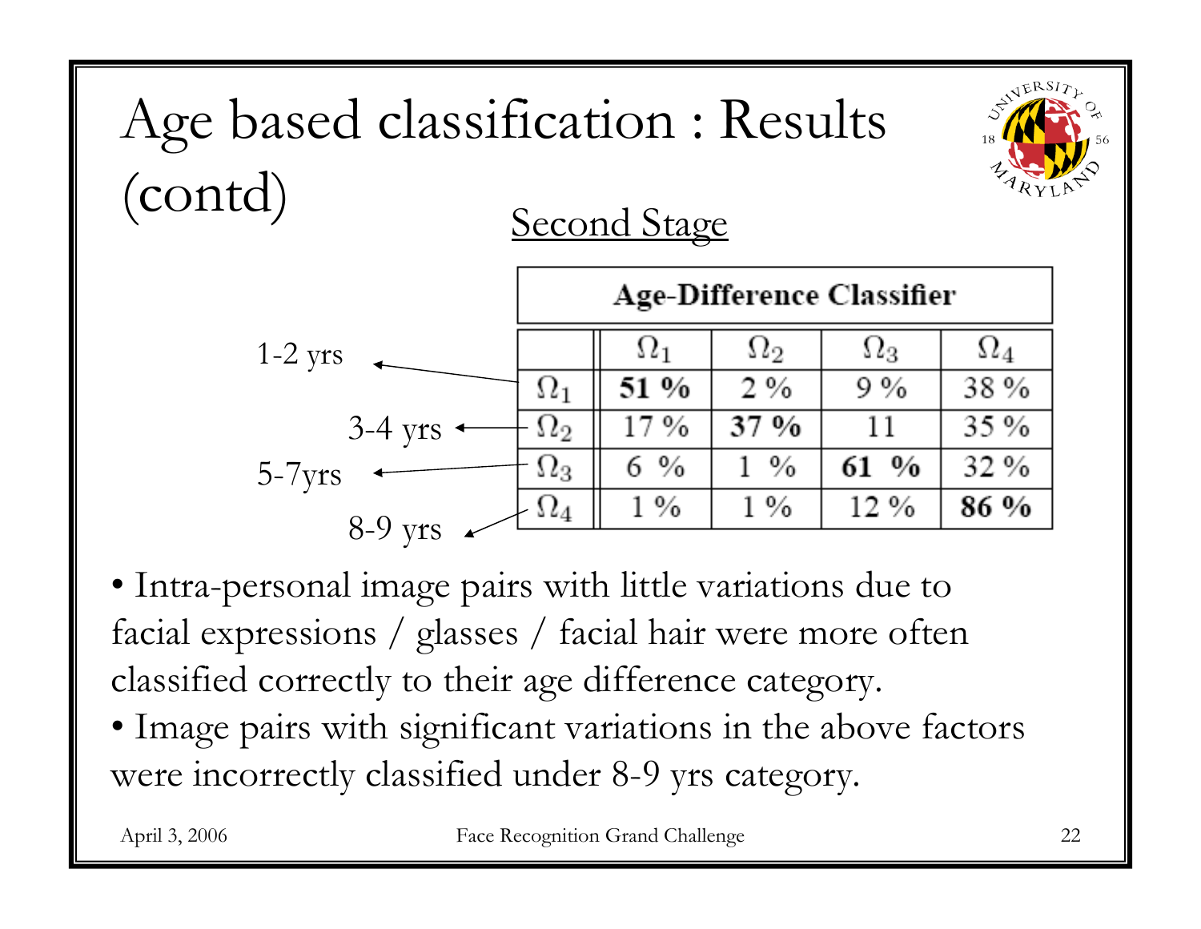# Age based classification : Results (contd)

## Second Stage

| Age-Difference Classifier | | | | |
|---|---|---|---|---|
| | $\Omega_1$ | $\Omega_2$ | $\Omega_3$ | $\Omega_4$ |
| $\Omega_1$ (1-2 yrs) | **51 %** | 2 % | 9 % | 38 % |
| $\Omega_2$ (3-4 yrs) | 17 % | **37 %** | 11 | 35 % |
| $\Omega_3$ (5-7yrs) | 6 % | 1 % | **61 %** | 32 % |
| $\Omega_4$ (8-9 yrs) | 1 % | 1 % | 12 % | **86 %** |

- Intra-personal image pairs with little variations due to facial expressions / glasses / facial hair were more often classified correctly to their age difference category.
- Image pairs with significant variations in the above factors were incorrectly classified under 8-9 yrs category.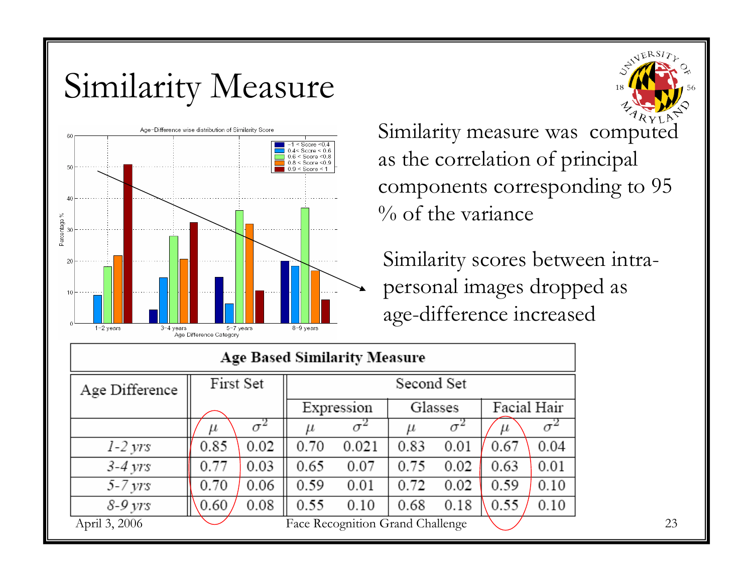# Similarity Measure

Similarity measure was computed as the correlation of principal components corresponding to 95 % of the variance

Similarity scores between intra-personal images dropped as age-difference increased

**Age Based Similarity Measure**

| Age Difference | First Set | | Second Set | | | | | |
|---|---|---|---|---|---|---|---|---|
| | | | Expression | | Glasses | | Facial Hair | |
| | $\mu$ | $\sigma^2$ | $\mu$ | $\sigma^2$ | $\mu$ | $\sigma^2$ | $\mu$ | $\sigma^2$ |
| *1-2 yrs* | 0.85 | 0.02 | 0.70 | 0.021 | 0.83 | 0.01 | 0.67 | 0.04 |
| *3-4 yrs* | 0.77 | 0.03 | 0.65 | 0.07 | 0.75 | 0.02 | 0.63 | 0.01 |
| *5-7 yrs* | 0.70 | 0.06 | 0.59 | 0.01 | 0.72 | 0.02 | 0.59 | 0.10 |
| *8-9 yrs* | 0.60 | 0.08 | 0.55 | 0.10 | 0.68 | 0.18 | 0.55 | 0.10 |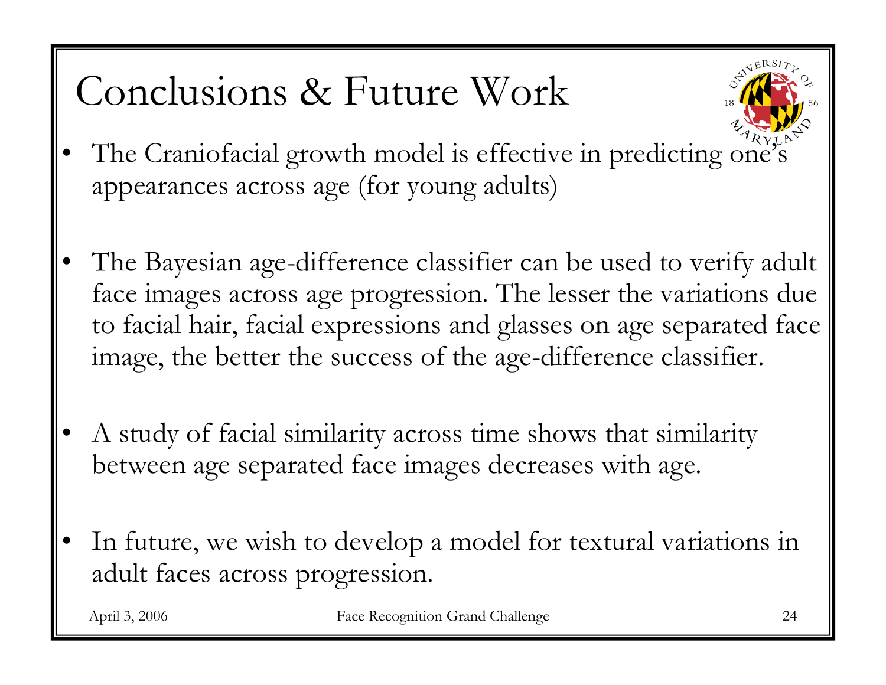# Conclusions & Future Work

- The Craniofacial growth model is effective in predicting one's appearances across age (for young adults)
- The Bayesian age-difference classifier can be used to verify adult face images across age progression. The lesser the variations due to facial hair, facial expressions and glasses on age separated face image, the better the success of the age-difference classifier.
- A study of facial similarity across time shows that similarity between age separated face images decreases with age.
- In future, we wish to develop a model for textural variations in adult faces across progression.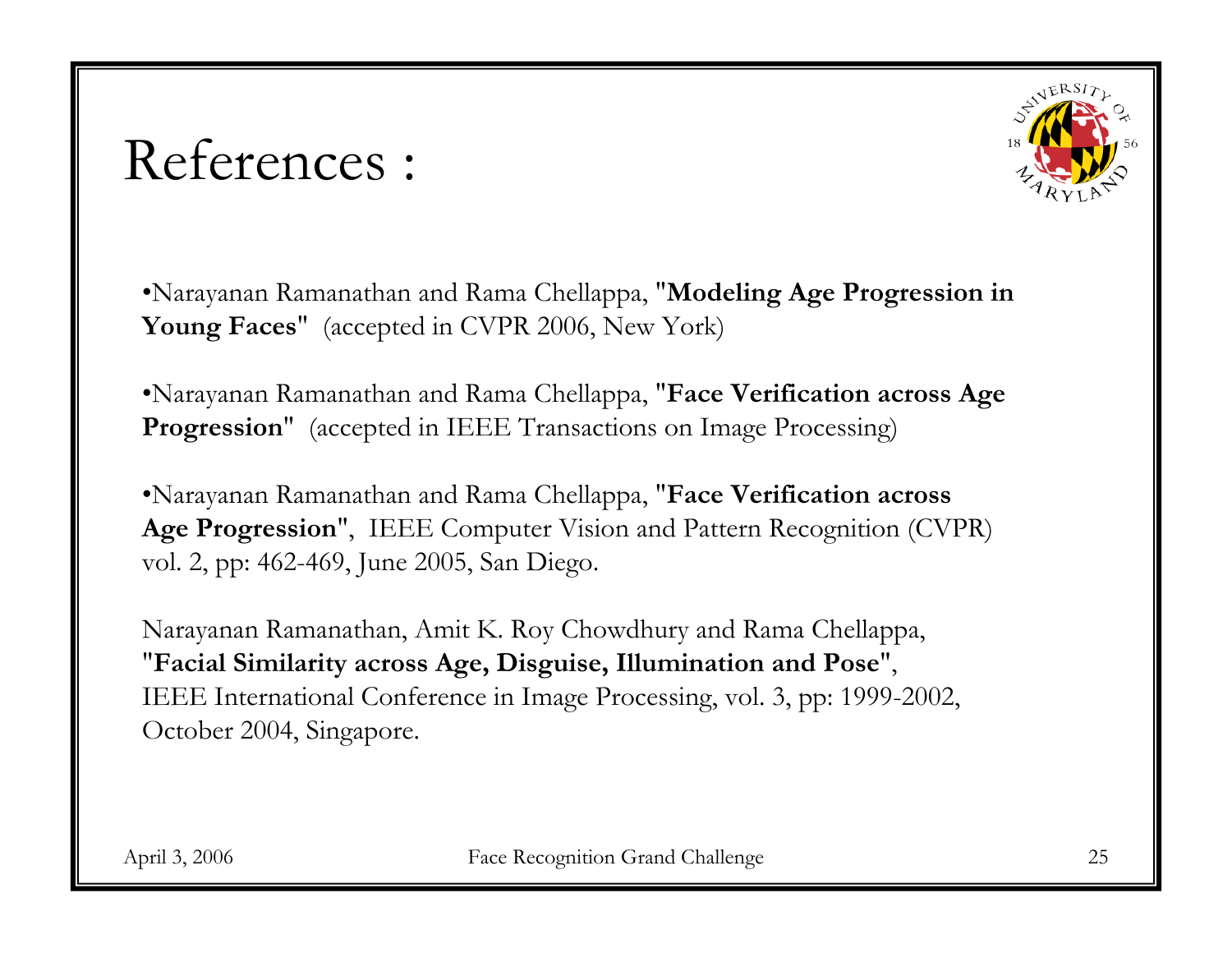# References :

•Narayanan Ramanathan and Rama Chellappa, "**Modeling Age Progression in Young Faces**" (accepted in CVPR 2006, New York)

•Narayanan Ramanathan and Rama Chellappa, "**Face Verification across Age Progression**" (accepted in IEEE Transactions on Image Processing)

•Narayanan Ramanathan and Rama Chellappa, "**Face Verification across Age Progression**", IEEE Computer Vision and Pattern Recognition (CVPR) vol. 2, pp: 462-469, June 2005, San Diego.

Narayanan Ramanathan, Amit K. Roy Chowdhury and Rama Chellappa, "**Facial Similarity across Age, Disguise, Illumination and Pose**", IEEE International Conference in Image Processing, vol. 3, pp: 1999-2002, October 2004, Singapore.